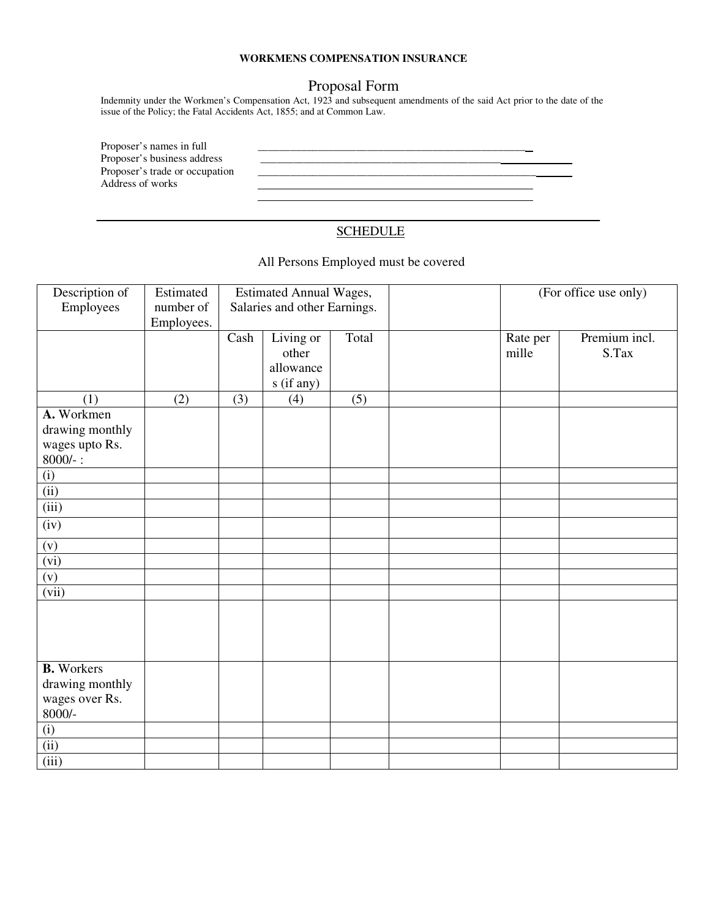**WORKMENS COMPENSATION INSURANCE**

# Proposal Form

Indemnity under the Workmen's Compensation Act, 1923 and subsequent amendments of the said Act prior to the date of the issue of the Policy; the Fatal Accidents Act, 1855; and at Common Law.

Proposer's names in full ______________________________________________

Proposer's business address ______________________________________________

Proposer's trade or occupation ______________________________________________

Address of works ______________________________________________

______________________________________________

---

## SCHEDULE

All Persons Employed must be covered

| Description of Employees | Estimated number of Employees. | Estimated Annual Wages, Salaries and other Earnings. | | | | (For office use only) | |
|---|---|---|---|---|---|---|---|
| | | Cash | Living or other allowances (if any) | Total | | Rate per mille | Premium incl. S.Tax |
| (1) | (2) | (3) | (4) | (5) | | | |
| **A.** Workmen drawing monthly wages upto Rs. 8000/- : | | | | | | | |
| (i) | | | | | | | |
| (ii) | | | | | | | |
| (iii) | | | | | | | |
| (iv) | | | | | | | |
| (v) | | | | | | | |
| (vi) | | | | | | | |
| (v) | | | | | | | |
| (vii) | | | | | | | |
| | | | | | | | |
| **B.** Workers drawing monthly wages over Rs. 8000/- | | | | | | | |
| (i) | | | | | | | |
| (ii) | | | | | | | |
| (iii) | | | | | | | |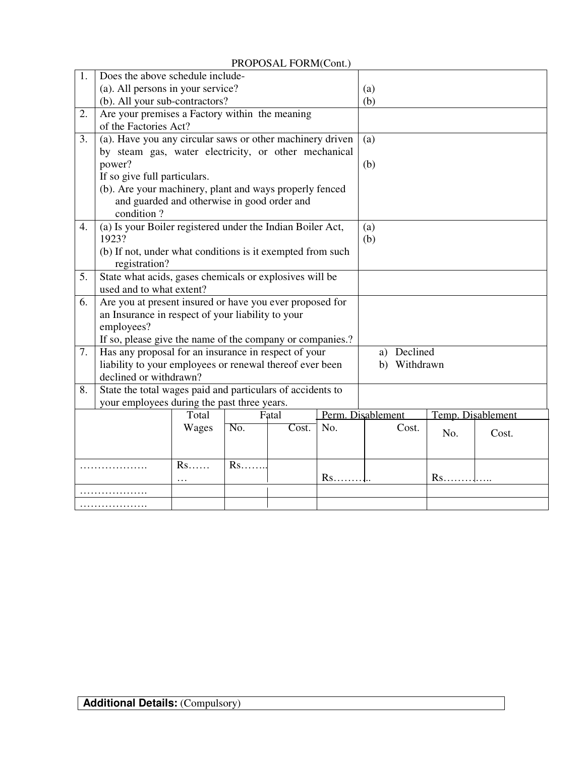PROPOSAL FORM(Cont.)

| | | |
|---|---|---|
| 1. | Does the above schedule include-<br>(a). All persons in your service?<br>(b). All your sub-contractors? | (a)<br>(b) |
| 2. | Are your premises a Factory within the meaning of the Factories Act? | |
| 3. | (a). Have you any circular saws or other machinery driven by steam gas, water electricity, or other mechanical power?<br>If so give full particulars.<br>(b). Are your machinery, plant and ways properly fenced and guarded and otherwise in good order and condition ? | (a)<br><br>(b) |
| 4. | (a) Is your Boiler registered under the Indian Boiler Act, 1923?<br>(b) If not, under what conditions is it exempted from such registration? | (a)<br>(b) |
| 5. | State what acids, gases chemicals or explosives will be used and to what extent? | |
| 6. | Are you at present insured or have you ever proposed for an Insurance in respect of your liability to your employees?<br>If so, please give the name of the company or companies.? | |
| 7. | Has any proposal for an insurance in respect of your liability to your employees or renewal thereof ever been declined or withdrawn? | a) Declined<br>b) Withdrawn |
| 8. | State the total wages paid and particulars of accidents to your employees during the past three years. | |

| | Total Wages | Fatal | | Perm. Disablement | | Temp. Disablement | |
|---|---|---|---|---|---|---|---|
| | | No. | Cost. | No. | Cost. | No. | Cost. |
| ………………. | Rs……… | Rs…….. | | Rs……….. | | Rs………….. | |
| ………………. | | | | | | | |
| ………………. | | | | | | | |

**Additional Details:** (Compulsory)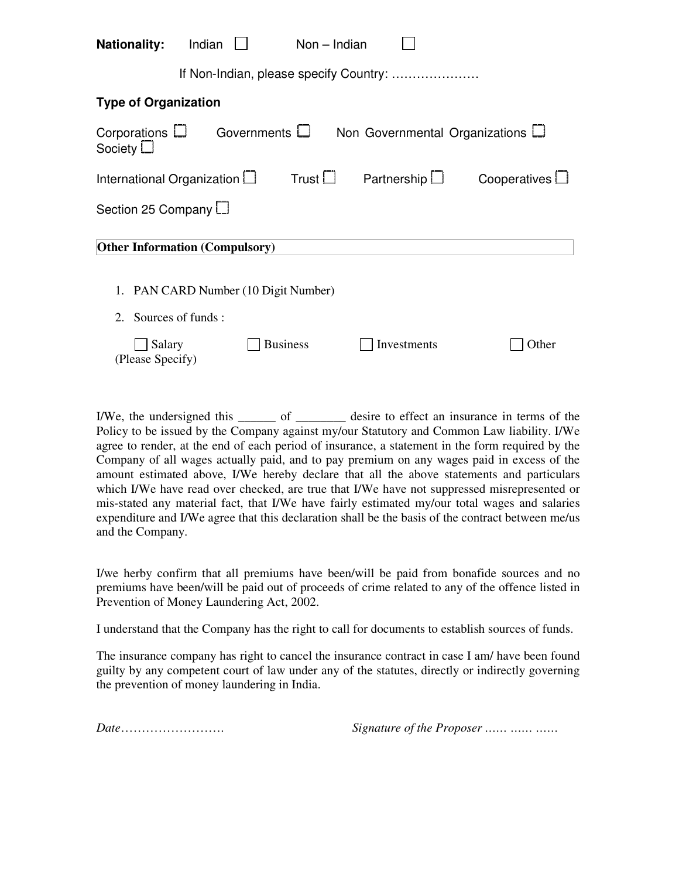**Nationality:** Indian ☐ Non – Indian ☐

If Non-Indian, please specify Country: …………………

**Type of Organization**

Corporations ☐ Governments ☐ Non Governmental Organizations ☐ Society ☐

International Organization ☐ Trust ☐ Partnership ☐ Cooperatives ☐

Section 25 Company ☐

**Other Information (Compulsory)**

1. PAN CARD Number (10 Digit Number)
2. Sources of funds :

☐ Salary ☐ Business ☐ Investments ☐ Other (Please Specify)

I/We, the undersigned this ______ of ________ desire to effect an insurance in terms of the Policy to be issued by the Company against my/our Statutory and Common Law liability. I/We agree to render, at the end of each period of insurance, a statement in the form required by the Company of all wages actually paid, and to pay premium on any wages paid in excess of the amount estimated above, I/We hereby declare that all the above statements and particulars which I/We have read over checked, are true that I/We have not suppressed misrepresented or mis-stated any material fact, that I/We have fairly estimated my/our total wages and salaries expenditure and I/We agree that this declaration shall be the basis of the contract between me/us and the Company.

I/we herby confirm that all premiums have been/will be paid from bonafide sources and no premiums have been/will be paid out of proceeds of crime related to any of the offence listed in Prevention of Money Laundering Act, 2002.

I understand that the Company has the right to call for documents to establish sources of funds.

The insurance company has right to cancel the insurance contract in case I am/ have been found guilty by any competent court of law under any of the statutes, directly or indirectly governing the prevention of money laundering in India.

*Date…………………….* *Signature of the Proposer …… …… ……*